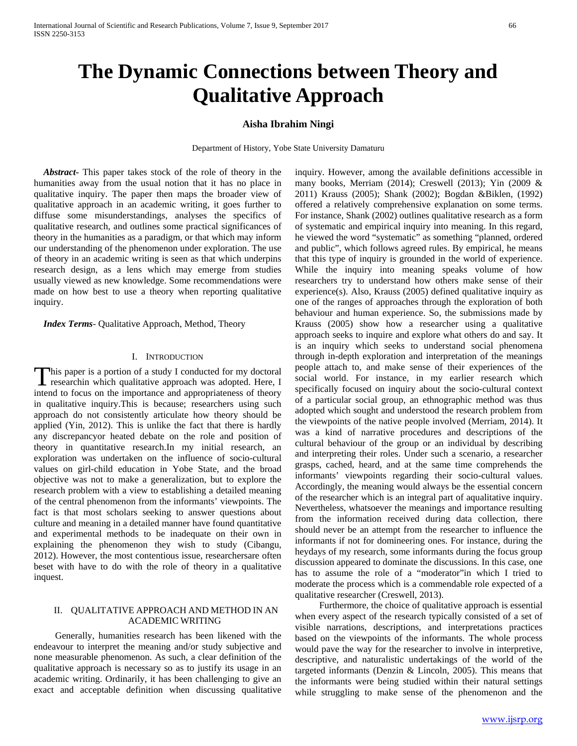# The Dynamic Connections between Theory and Qualitative Approach

**Aisha Ibrahim Ningi**

Department of History, Yobe State University Damaturu

***Abstract-*** This paper takes stock of the role of theory in the humanities away from the usual notion that it has no place in qualitative inquiry. The paper then maps the broader view of qualitative approach in an academic writing, it goes further to diffuse some misunderstandings, analyses the specifics of qualitative research, and outlines some practical significances of theory in the humanities as a paradigm, or that which may inform our understanding of the phenomenon under exploration. The use of theory in an academic writing is seen as that which underpins research design, as a lens which may emerge from studies usually viewed as new knowledge. Some recommendations were made on how best to use a theory when reporting qualitative inquiry.

***Index Terms*-** Qualitative Approach, Method, Theory

## I. Introduction

This paper is a portion of a study I conducted for my doctoral researchin which qualitative approach was adopted. Here, I intend to focus on the importance and appropriateness of theory in qualitative inquiry.This is because; researchers using such approach do not consistently articulate how theory should be applied (Yin, 2012). This is unlike the fact that there is hardly any discrepancyor heated debate on the role and position of theory in quantitative research.In my initial research, an exploration was undertaken on the influence of socio-cultural values on girl-child education in Yobe State, and the broad objective was not to make a generalization, but to explore the research problem with a view to establishing a detailed meaning of the central phenomenon from the informants' viewpoints. The fact is that most scholars seeking to answer questions about culture and meaning in a detailed manner have found quantitative and experimental methods to be inadequate on their own in explaining the phenomenon they wish to study (Cibangu, 2012). However, the most contentious issue, researchersare often beset with have to do with the role of theory in a qualitative inquest.

## II. Qualitative Approach and Method in an Academic Writing

Generally, humanities research has been likened with the endeavour to interpret the meaning and/or study subjective and none measurable phenomenon. As such, a clear definition of the qualitative approach is necessary so as to justify its usage in an academic writing. Ordinarily, it has been challenging to give an exact and acceptable definition when discussing qualitative inquiry. However, among the available definitions accessible in many books, Merriam (2014); Creswell (2013); Yin (2009 & 2011) Krauss (2005); Shank (2002); Bogdan &Biklen, (1992) offered a relatively comprehensive explanation on some terms. For instance, Shank (2002) outlines qualitative research as a form of systematic and empirical inquiry into meaning. In this regard, he viewed the word "systematic" as something "planned, ordered and public", which follows agreed rules. By empirical, he means that this type of inquiry is grounded in the world of experience. While the inquiry into meaning speaks volume of how researchers try to understand how others make sense of their experience(s). Also, Krauss (2005) defined qualitative inquiry as one of the ranges of approaches through the exploration of both behaviour and human experience. So, the submissions made by Krauss (2005) show how a researcher using a qualitative approach seeks to inquire and explore what others do and say. It is an inquiry which seeks to understand social phenomena through in-depth exploration and interpretation of the meanings people attach to, and make sense of their experiences of the social world. For instance, in my earlier research which specifically focused on inquiry about the socio-cultural context of a particular social group, an ethnographic method was thus adopted which sought and understood the research problem from the viewpoints of the native people involved (Merriam, 2014). It was a kind of narrative procedures and descriptions of the cultural behaviour of the group or an individual by describing and interpreting their roles. Under such a scenario, a researcher grasps, cached, heard, and at the same time comprehends the informants' viewpoints regarding their socio-cultural values. Accordingly, the meaning would always be the essential concern of the researcher which is an integral part of aqualitative inquiry. Nevertheless, whatsoever the meanings and importance resulting from the information received during data collection, there should never be an attempt from the researcher to influence the informants if not for domineering ones. For instance, during the heydays of my research, some informants during the focus group discussion appeared to dominate the discussions. In this case, one has to assume the role of a "moderator"in which I tried to moderate the process which is a commendable role expected of a qualitative researcher (Creswell, 2013).

Furthermore, the choice of qualitative approach is essential when every aspect of the research typically consisted of a set of visible narrations, descriptions, and interpretations practices based on the viewpoints of the informants. The whole process would pave the way for the researcher to involve in interpretive, descriptive, and naturalistic undertakings of the world of the targeted informants (Denzin & Lincoln, 2005). This means that the informants were being studied within their natural settings while struggling to make sense of the phenomenon and the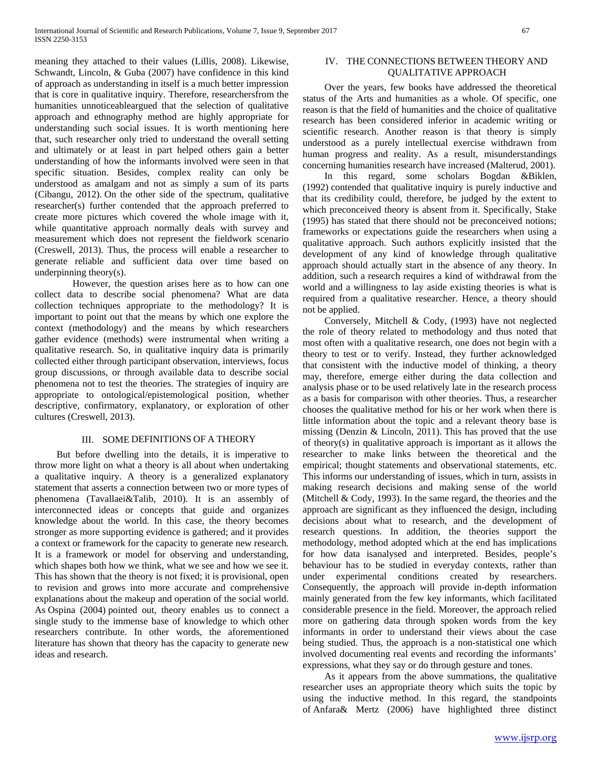meaning they attached to their values (Lillis, 2008). Likewise, Schwandt, Lincoln, & Guba (2007) have confidence in this kind of approach as understanding in itself is a much better impression that is core in qualitative inquiry. Therefore, researchersfrom the humanities unnoticeableargued that the selection of qualitative approach and ethnography method are highly appropriate for understanding such social issues. It is worth mentioning here that, such researcher only tried to understand the overall setting and ultimately or at least in part helped others gain a better understanding of how the informants involved were seen in that specific situation. Besides, complex reality can only be understood as amalgam and not as simply a sum of its parts (Cibangu, 2012). On the other side of the spectrum, qualitative researcher(s) further contended that the approach preferred to create more pictures which covered the whole image with it, while quantitative approach normally deals with survey and measurement which does not represent the fieldwork scenario (Creswell, 2013). Thus, the process will enable a researcher to generate reliable and sufficient data over time based on underpinning theory(s).

However, the question arises here as to how can one collect data to describe social phenomena? What are data collection techniques appropriate to the methodology? It is important to point out that the means by which one explore the context (methodology) and the means by which researchers gather evidence (methods) were instrumental when writing a qualitative research. So, in qualitative inquiry data is primarily collected either through participant observation, interviews, focus group discussions, or through available data to describe social phenomena not to test the theories. The strategies of inquiry are appropriate to ontological/epistemological position, whether descriptive, confirmatory, explanatory, or exploration of other cultures (Creswell, 2013).

## III. SOME DEFINITIONS OF A THEORY

But before dwelling into the details, it is imperative to throw more light on what a theory is all about when undertaking a qualitative inquiry. A theory is a generalized explanatory statement that asserts a connection between two or more types of phenomena (Tavallaei&Talib, 2010). It is an assembly of interconnected ideas or concepts that guide and organizes knowledge about the world. In this case, the theory becomes stronger as more supporting evidence is gathered; and it provides a context or framework for the capacity to generate new research. It is a framework or model for observing and understanding, which shapes both how we think, what we see and how we see it. This has shown that the theory is not fixed; it is provisional, open to revision and grows into more accurate and comprehensive explanations about the makeup and operation of the social world. As Ospina (2004) pointed out, theory enables us to connect a single study to the immense base of knowledge to which other researchers contribute. In other words, the aforementioned literature has shown that theory has the capacity to generate new ideas and research.

## IV. THE CONNECTIONS BETWEEN THEORY AND QUALITATIVE APPROACH

Over the years, few books have addressed the theoretical status of the Arts and humanities as a whole. Of specific, one reason is that the field of humanities and the choice of qualitative research has been considered inferior in academic writing or scientific research. Another reason is that theory is simply understood as a purely intellectual exercise withdrawn from human progress and reality. As a result, misunderstandings concerning humanities research have increased (Malterud, 2001).

In this regard, some scholars Bogdan &Biklen, (1992) contended that qualitative inquiry is purely inductive and that its credibility could, therefore, be judged by the extent to which preconceived theory is absent from it. Specifically, Stake (1995) has stated that there should not be preconceived notions; frameworks or expectations guide the researchers when using a qualitative approach. Such authors explicitly insisted that the development of any kind of knowledge through qualitative approach should actually start in the absence of any theory. In addition, such a research requires a kind of withdrawal from the world and a willingness to lay aside existing theories is what is required from a qualitative researcher. Hence, a theory should not be applied.

Conversely, Mitchell & Cody, (1993) have not neglected the role of theory related to methodology and thus noted that most often with a qualitative research, one does not begin with a theory to test or to verify. Instead, they further acknowledged that consistent with the inductive model of thinking, a theory may, therefore, emerge either during the data collection and analysis phase or to be used relatively late in the research process as a basis for comparison with other theories. Thus, a researcher chooses the qualitative method for his or her work when there is little information about the topic and a relevant theory base is missing (Denzin & Lincoln, 2011). This has proved that the use of theory(s) in qualitative approach is important as it allows the researcher to make links between the theoretical and the empirical; thought statements and observational statements, etc. This informs our understanding of issues, which in turn, assists in making research decisions and making sense of the world (Mitchell & Cody, 1993). In the same regard, the theories and the approach are significant as they influenced the design, including decisions about what to research, and the development of research questions. In addition, the theories support the methodology, method adopted which at the end has implications for how data isanalysed and interpreted. Besides, people's behaviour has to be studied in everyday contexts, rather than under experimental conditions created by researchers. Consequently, the approach will provide in-depth information mainly generated from the few key informants, which facilitated considerable presence in the field. Moreover, the approach relied more on gathering data through spoken words from the key informants in order to understand their views about the case being studied. Thus, the approach is a non-statistical one which involved documenting real events and recording the informants' expressions, what they say or do through gesture and tones.

As it appears from the above summations, the qualitative researcher uses an appropriate theory which suits the topic by using the inductive method. In this regard, the standpoints of Anfara& Mertz (2006) have highlighted three distinct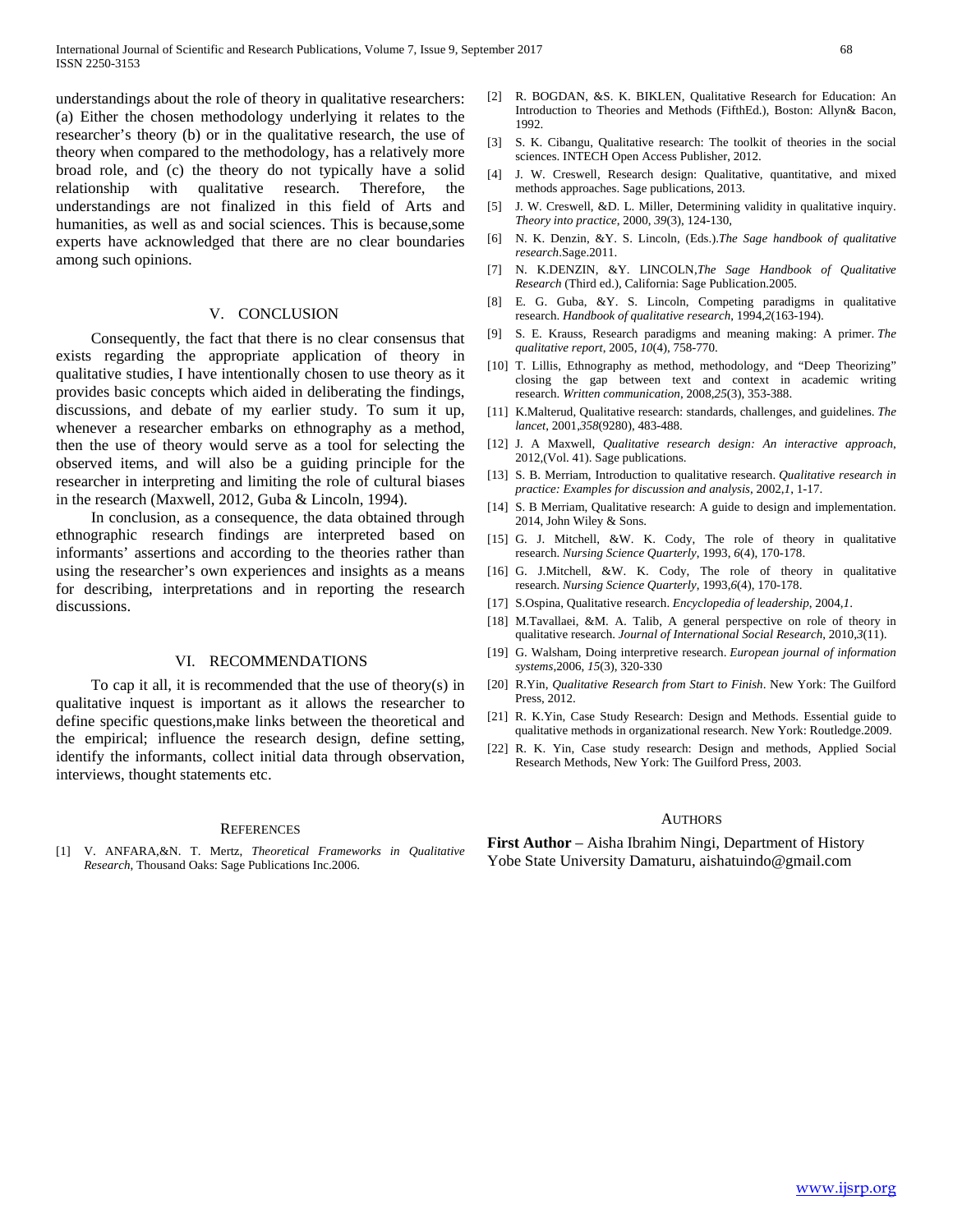understandings about the role of theory in qualitative researchers: (a) Either the chosen methodology underlying it relates to the researcher's theory (b) or in the qualitative research, the use of theory when compared to the methodology, has a relatively more broad role, and (c) the theory do not typically have a solid relationship with qualitative research. Therefore, the understandings are not finalized in this field of Arts and humanities, as well as and social sciences. This is because,some experts have acknowledged that there are no clear boundaries among such opinions.

## V. CONCLUSION

Consequently, the fact that there is no clear consensus that exists regarding the appropriate application of theory in qualitative studies, I have intentionally chosen to use theory as it provides basic concepts which aided in deliberating the findings, discussions, and debate of my earlier study. To sum it up, whenever a researcher embarks on ethnography as a method, then the use of theory would serve as a tool for selecting the observed items, and will also be a guiding principle for the researcher in interpreting and limiting the role of cultural biases in the research (Maxwell, 2012, Guba & Lincoln, 1994).

In conclusion, as a consequence, the data obtained through ethnographic research findings are interpreted based on informants' assertions and according to the theories rather than using the researcher's own experiences and insights as a means for describing, interpretations and in reporting the research discussions.

## VI. RECOMMENDATIONS

To cap it all, it is recommended that the use of theory(s) in qualitative inquest is important as it allows the researcher to define specific questions,make links between the theoretical and the empirical; influence the research design, define setting, identify the informants, collect initial data through observation, interviews, thought statements etc.

## REFERENCES

[1] V. ANFARA,&N. T. Mertz, *Theoretical Frameworks in Qualitative Research*, Thousand Oaks: Sage Publications Inc.2006.

[2] R. BOGDAN, &S. K. BIKLEN, Qualitative Research for Education: An Introduction to Theories and Methods (FifthEd.), Boston: Allyn& Bacon, 1992.

[3] S. K. Cibangu, Qualitative research: The toolkit of theories in the social sciences. INTECH Open Access Publisher, 2012.

[4] J. W. Creswell, Research design: Qualitative, quantitative, and mixed methods approaches. Sage publications, 2013.

[5] J. W. Creswell, &D. L. Miller, Determining validity in qualitative inquiry. *Theory into practice*, 2000, *39*(3), 124-130,

[6] N. K. Denzin, &Y. S. Lincoln, (Eds.).*The Sage handbook of qualitative research*.Sage.2011.

[7] N. K.DENZIN, &Y. LINCOLN,*The Sage Handbook of Qualitative Research* (Third ed.), California: Sage Publication.2005.

[8] E. G. Guba, &Y. S. Lincoln, Competing paradigms in qualitative research. *Handbook of qualitative research*, 1994,2(163-194).

[9] S. E. Krauss, Research paradigms and meaning making: A primer. *The qualitative report*, 2005, *10*(4), 758-770.

[10] T. Lillis, Ethnography as method, methodology, and "Deep Theorizing" closing the gap between text and context in academic writing research. *Written communication*, 2008,*25*(3), 353-388.

[11] K.Malterud, Qualitative research: standards, challenges, and guidelines. *The lancet*, 2001,*358*(9280), 483-488.

[12] J. A Maxwell, *Qualitative research design: An interactive approach*, 2012,(Vol. 41). Sage publications.

[13] S. B. Merriam, Introduction to qualitative research. *Qualitative research in practice: Examples for discussion and analysis*, 2002,*1*, 1-17.

[14] S. B Merriam, Qualitative research: A guide to design and implementation. 2014, John Wiley & Sons.

[15] G. J. Mitchell, &W. K. Cody, The role of theory in qualitative research. *Nursing Science Quarterly*, 1993, *6*(4), 170-178.

[16] G. J.Mitchell, &W. K. Cody, The role of theory in qualitative research. *Nursing Science Quarterly*, 1993,*6*(4), 170-178.

[17] S.Ospina, Qualitative research. *Encyclopedia of leadership*, 2004,*1*.

[18] M.Tavallaei, &M. A. Talib, A general perspective on role of theory in qualitative research. *Journal of International Social Research*, 2010,*3*(11).

[19] G. Walsham, Doing interpretive research. *European journal of information systems*,2006, *15*(3), 320-330

[20] R.Yin, *Qualitative Research from Start to Finish*. New York: The Guilford Press, 2012.

[21] R. K.Yin, Case Study Research: Design and Methods. Essential guide to qualitative methods in organizational research. New York: Routledge.2009.

[22] R. K. Yin, Case study research: Design and methods, Applied Social Research Methods, New York: The Guilford Press, 2003.

## AUTHORS

**First Author** – Aisha Ibrahim Ningi, Department of History Yobe State University Damaturu, aishatuindo@gmail.com